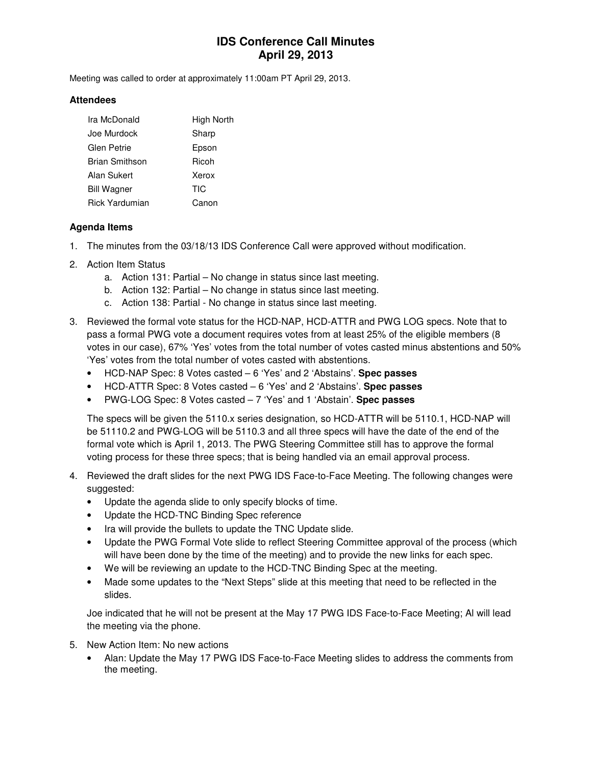# IDS Conference Call Minutes
# April 29, 2013

Meeting was called to order at approximately 11:00am PT April 29, 2013.

### Attendees

| | |
|---|---|
| Ira McDonald | High North |
| Joe Murdock | Sharp |
| Glen Petrie | Epson |
| Brian Smithson | Ricoh |
| Alan Sukert | Xerox |
| Bill Wagner | TIC |
| Rick Yardumian | Canon |

### Agenda Items

1. The minutes from the 03/18/13 IDS Conference Call were approved without modification.
2. Action Item Status
   a. Action 131: Partial – No change in status since last meeting.
   b. Action 132: Partial – No change in status since last meeting.
   c. Action 138: Partial - No change in status since last meeting.
3. Reviewed the formal vote status for the HCD-NAP, HCD-ATTR and PWG LOG specs. Note that to pass a formal PWG vote a document requires votes from at least 25% of the eligible members (8 votes in our case), 67% 'Yes' votes from the total number of votes casted minus abstentions and 50% 'Yes' votes from the total number of votes casted with abstentions.
   - HCD-NAP Spec: 8 Votes casted – 6 'Yes' and 2 'Abstains'. **Spec passes**
   - HCD-ATTR Spec: 8 Votes casted – 6 'Yes' and 2 'Abstains'. **Spec passes**
   - PWG-LOG Spec: 8 Votes casted – 7 'Yes' and 1 'Abstain'. **Spec passes**

   The specs will be given the 5110.x series designation, so HCD-ATTR will be 5110.1, HCD-NAP will be 51110.2 and PWG-LOG will be 5110.3 and all three specs will have the date of the end of the formal vote which is April 1, 2013. The PWG Steering Committee still has to approve the formal voting process for these three specs; that is being handled via an email approval process.
4. Reviewed the draft slides for the next PWG IDS Face-to-Face Meeting. The following changes were suggested:
   - Update the agenda slide to only specify blocks of time.
   - Update the HCD-TNC Binding Spec reference
   - Ira will provide the bullets to update the TNC Update slide.
   - Update the PWG Formal Vote slide to reflect Steering Committee approval of the process (which will have been done by the time of the meeting) and to provide the new links for each spec.
   - We will be reviewing an update to the HCD-TNC Binding Spec at the meeting.
   - Made some updates to the "Next Steps" slide at this meeting that need to be reflected in the slides.

   Joe indicated that he will not be present at the May 17 PWG IDS Face-to-Face Meeting; Al will lead the meeting via the phone.
5. New Action Item: No new actions
   - Alan: Update the May 17 PWG IDS Face-to-Face Meeting slides to address the comments from the meeting.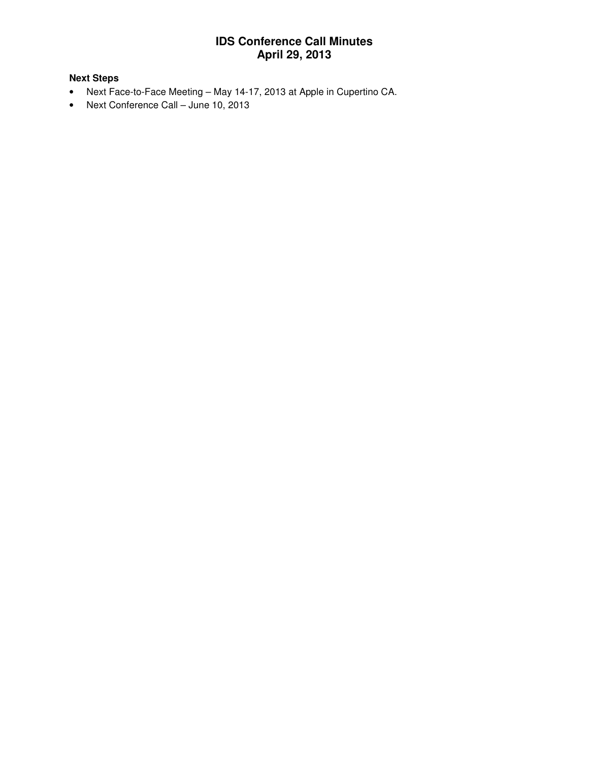# IDS Conference Call Minutes
# April 29, 2013

**Next Steps**

- Next Face-to-Face Meeting – May 14-17, 2013 at Apple in Cupertino CA.
- Next Conference Call – June 10, 2013